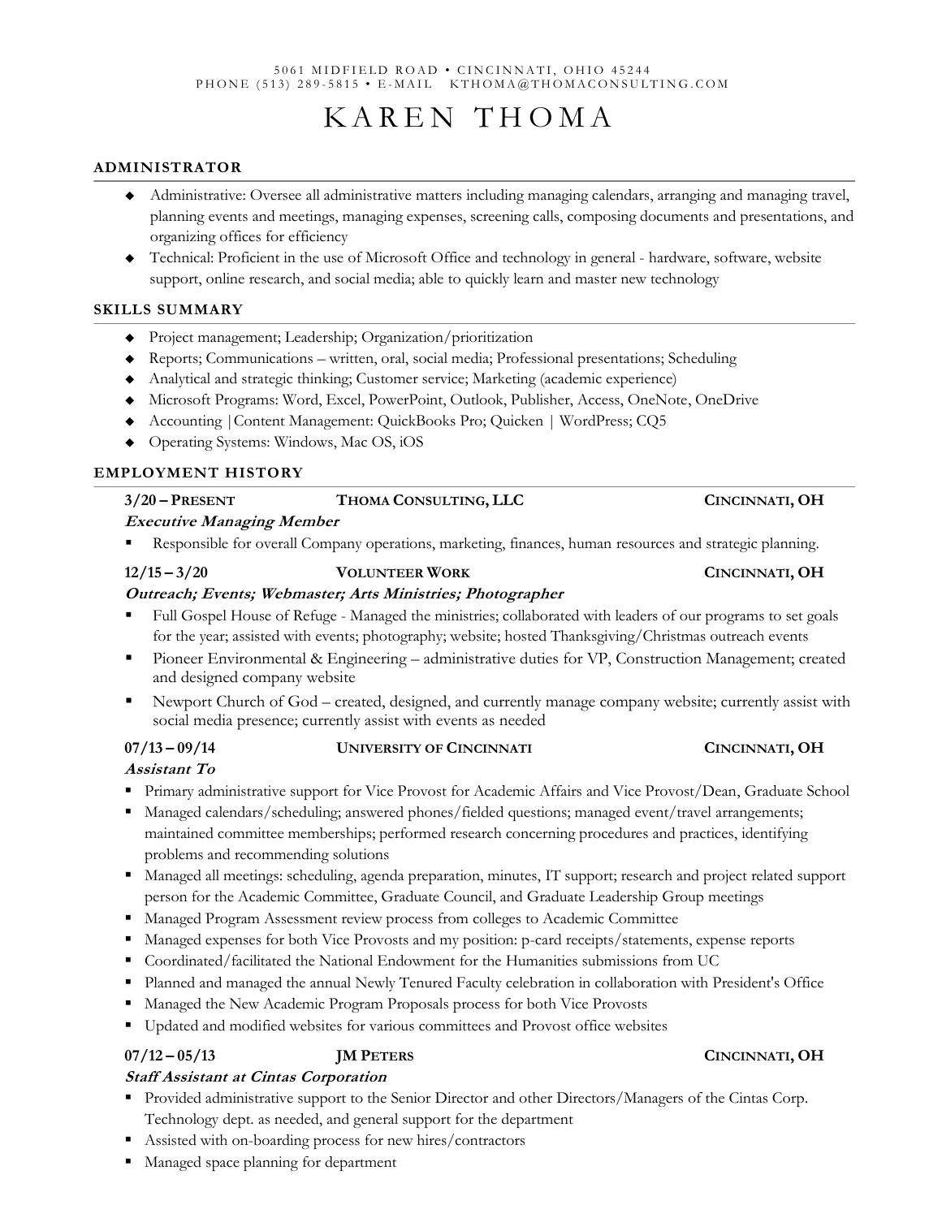5061 MIDFIELD ROAD • CINCINNATI, OHIO 45244
PHONE (513) 289-5815 • E-MAIL KTHOMA@THOMACONSULTING.COM

# KAREN THOMA

## ADMINISTRATOR

- Administrative: Oversee all administrative matters including managing calendars, arranging and managing travel, planning events and meetings, managing expenses, screening calls, composing documents and presentations, and organizing offices for efficiency
- Technical: Proficient in the use of Microsoft Office and technology in general - hardware, software, website support, online research, and social media; able to quickly learn and master new technology

## SKILLS SUMMARY

- Project management; Leadership; Organization/prioritization
- Reports; Communications – written, oral, social media; Professional presentations; Scheduling
- Analytical and strategic thinking; Customer service; Marketing (academic experience)
- Microsoft Programs: Word, Excel, PowerPoint, Outlook, Publisher, Access, OneNote, OneDrive
- Accounting |Content Management: QuickBooks Pro; Quicken | WordPress; CQ5
- Operating Systems: Windows, Mac OS, iOS

## EMPLOYMENT HISTORY

**3/20 – PRESENT** | **THOMA CONSULTING, LLC** | **CINCINNATI, OH**

***Executive Managing Member***

- Responsible for overall Company operations, marketing, finances, human resources and strategic planning.

**12/15 – 3/20** | **VOLUNTEER WORK** | **CINCINNATI, OH**

***Outreach; Events; Webmaster; Arts Ministries; Photographer***

- Full Gospel House of Refuge - Managed the ministries; collaborated with leaders of our programs to set goals for the year; assisted with events; photography; website; hosted Thanksgiving/Christmas outreach events
- Pioneer Environmental & Engineering – administrative duties for VP, Construction Management; created and designed company website
- Newport Church of God – created, designed, and currently manage company website; currently assist with social media presence; currently assist with events as needed

**07/13 – 09/14** | **UNIVERSITY OF CINCINNATI** | **CINCINNATI, OH**

***Assistant To***

- Primary administrative support for Vice Provost for Academic Affairs and Vice Provost/Dean, Graduate School
- Managed calendars/scheduling; answered phones/fielded questions; managed event/travel arrangements; maintained committee memberships; performed research concerning procedures and practices, identifying problems and recommending solutions
- Managed all meetings: scheduling, agenda preparation, minutes, IT support; research and project related support person for the Academic Committee, Graduate Council, and Graduate Leadership Group meetings
- Managed Program Assessment review process from colleges to Academic Committee
- Managed expenses for both Vice Provosts and my position: p-card receipts/statements, expense reports
- Coordinated/facilitated the National Endowment for the Humanities submissions from UC
- Planned and managed the annual Newly Tenured Faculty celebration in collaboration with President's Office
- Managed the New Academic Program Proposals process for both Vice Provosts
- Updated and modified websites for various committees and Provost office websites

**07/12 – 05/13** | **JM PETERS** | **CINCINNATI, OH**

***Staff Assistant at Cintas Corporation***

- Provided administrative support to the Senior Director and other Directors/Managers of the Cintas Corp. Technology dept. as needed, and general support for the department
- Assisted with on-boarding process for new hires/contractors
- Managed space planning for department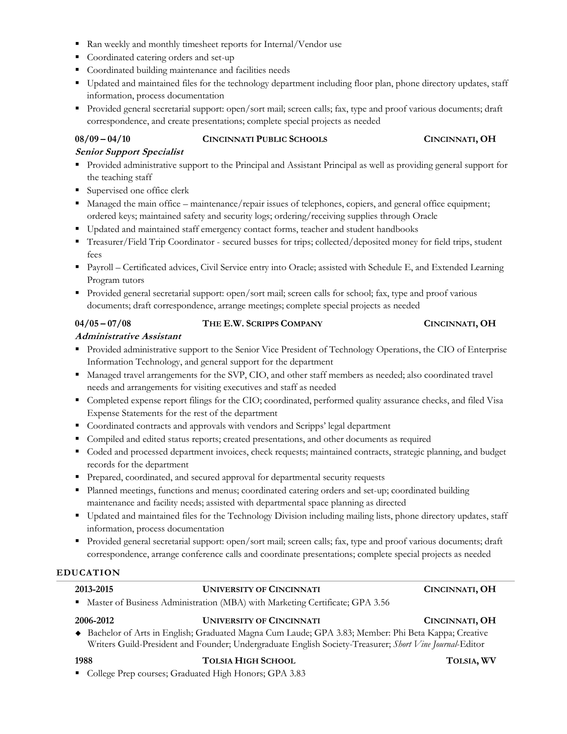- Ran weekly and monthly timesheet reports for Internal/Vendor use
- Coordinated catering orders and set-up
- Coordinated building maintenance and facilities needs
- Updated and maintained files for the technology department including floor plan, phone directory updates, staff information, process documentation
- Provided general secretarial support: open/sort mail; screen calls; fax, type and proof various documents; draft correspondence, and create presentations; complete special projects as needed

**08/09 – 04/10 | CINCINNATI PUBLIC SCHOOLS | CINCINNATI, OH**

***Senior Support Specialist***

- Provided administrative support to the Principal and Assistant Principal as well as providing general support for the teaching staff
- Supervised one office clerk
- Managed the main office – maintenance/repair issues of telephones, copiers, and general office equipment; ordered keys; maintained safety and security logs; ordering/receiving supplies through Oracle
- Updated and maintained staff emergency contact forms, teacher and student handbooks
- Treasurer/Field Trip Coordinator - secured busses for trips; collected/deposited money for field trips, student fees
- Payroll – Certificated advices, Civil Service entry into Oracle; assisted with Schedule E, and Extended Learning Program tutors
- Provided general secretarial support: open/sort mail; screen calls for school; fax, type and proof various documents; draft correspondence, arrange meetings; complete special projects as needed

**04/05 – 07/08 | THE E.W. SCRIPPS COMPANY | CINCINNATI, OH**

***Administrative Assistant***

- Provided administrative support to the Senior Vice President of Technology Operations, the CIO of Enterprise Information Technology, and general support for the department
- Managed travel arrangements for the SVP, CIO, and other staff members as needed; also coordinated travel needs and arrangements for visiting executives and staff as needed
- Completed expense report filings for the CIO; coordinated, performed quality assurance checks, and filed Visa Expense Statements for the rest of the department
- Coordinated contracts and approvals with vendors and Scripps' legal department
- Compiled and edited status reports; created presentations, and other documents as required
- Coded and processed department invoices, check requests; maintained contracts, strategic planning, and budget records for the department
- Prepared, coordinated, and secured approval for departmental security requests
- Planned meetings, functions and menus; coordinated catering orders and set-up; coordinated building maintenance and facility needs; assisted with departmental space planning as directed
- Updated and maintained files for the Technology Division including mailing lists, phone directory updates, staff information, process documentation
- Provided general secretarial support: open/sort mail; screen calls; fax, type and proof various documents; draft correspondence, arrange conference calls and coordinate presentations; complete special projects as needed

## EDUCATION

**2013-2015 | UNIVERSITY OF CINCINNATI | CINCINNATI, OH**

- Master of Business Administration (MBA) with Marketing Certificate; GPA 3.56

**2006-2012 | UNIVERSITY OF CINCINNATI | CINCINNATI, OH**

- Bachelor of Arts in English; Graduated Magna Cum Laude; GPA 3.83; Member: Phi Beta Kappa; Creative Writers Guild-President and Founder; Undergraduate English Society-Treasurer; *Short Vine Journal*-Editor

**1988 | TOLSIA HIGH SCHOOL | TOLSIA, WV**

- College Prep courses; Graduated High Honors; GPA 3.83